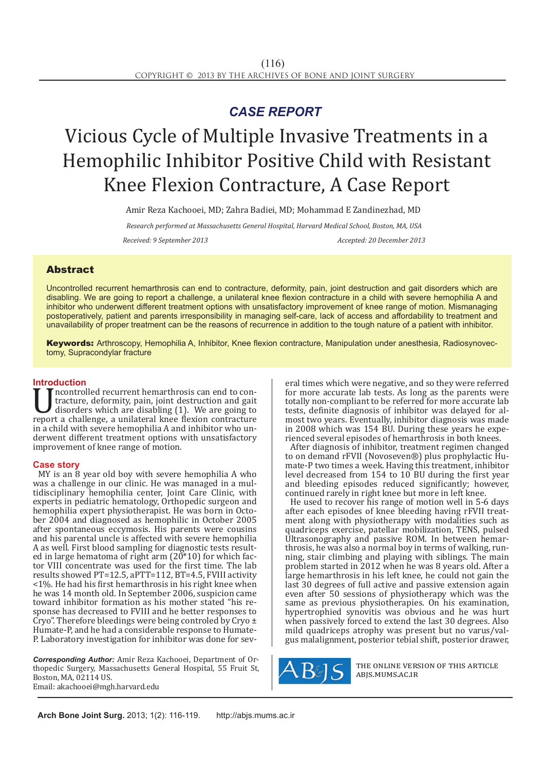*CASE REPORT*

# Vicious Cycle of Multiple Invasive Treatments in a Hemophilic Inhibitor Positive Child with Resistant Knee Flexion Contracture, A Case Report

Amir Reza Kachooei, MD; Zahra Badiei, MD; Mohammad E Zandinezhad, MD

*Research performed at Massachusetts General Hospital, Harvard Medical School, Boston, MA, USA*

*Received: 9 September 2013* *Accepted: 20 December 2013*

## Abstract

Uncontrolled recurrent hemarthrosis can end to contracture, deformity, pain, joint destruction and gait disorders which are disabling. We are going to report a challenge, a unilateral knee flexion contracture in a child with severe hemophilia A and inhibitor who underwent different treatment options with unsatisfactory improvement of knee range of motion. Mismanaging postoperatively, patient and parents irresponsibility in managing self-care, lack of access and affordability to treatment and unavailability of proper treatment can be the reasons of recurrence in addition to the tough nature of a patient with inhibitor.

**Keywords:** Arthroscopy, Hemophilia A, Inhibitor, Knee flexion contracture, Manipulation under anesthesia, Radiosynovectomy, Supracondylar fracture

## Introduction

Uncontrolled recurrent hemarthrosis can end to contracture, deformity, pain, joint destruction and gait disorders which are disabling (1). We are going to report a challenge, a unilateral knee flexion contracture in a child with severe hemophilia A and inhibitor who underwent different treatment options with unsatisfactory improvement of knee range of motion.

## Case story

MY is an 8 year old boy with severe hemophilia A who was a challenge in our clinic. He was managed in a multidisciplinary hemophilia center, Joint Care Clinic, with experts in pediatric hematology, Orthopedic surgeon and hemophilia expert physiotherapist. He was born in October 2004 and diagnosed as hemophilic in October 2005 after spontaneous eccymosis. His parents were cousins and his parental uncle is affected with severe hemophilia A as well. First blood sampling for diagnostic tests resulted in large hematoma of right arm (20*10) for which factor VIII concentrate was used for the first time. The lab results showed PT=12.5, aPTT=112, BT=4.5, FVIII activity <1%. He had his first hemarthrosis in his right knee when he was 14 month old. In September 2006, suspicion came toward inhibitor formation as his mother stated "his response has decreased to FVIII and he better responses to Cryo". Therefore bleedings were being controled by Cryo ± Humate-P, and he had a considerable response to Humate-P. Laboratory investigation for inhibitor was done for several times which were negative, and so they were referred for more accurate lab tests. As long as the parents were totally non-compliant to be referred for more accurate lab tests, definite diagnosis of inhibitor was delayed for almost two years. Eventually, inhibitor diagnosis was made in 2008 which was 154 BU. During these years he experienced several episodes of hemarthrosis in both knees.

After diagnosis of inhibitor, treatment regimen changed to on demand rFVII (Novoseven®) plus prophylactic Humate-P two times a week. Having this treatment, inhibitor level decreased from 154 to 10 BU during the first year and bleeding episodes reduced significantly; however, continued rarely in right knee but more in left knee.

He used to recover his range of motion well in 5-6 days after each episodes of knee bleeding having rFVII treatment along with physiotherapy with modalities such as quadriceps exercise, patellar mobilization, TENS, pulsed Ultrasonography and passive ROM. In between hemarthrosis, he was also a normal boy in terms of walking, running, stair climbing and playing with siblings. The main problem started in 2012 when he was 8 years old. After a large hemarthrosis in his left knee, he could not gain the last 30 degrees of full active and passive extension again even after 50 sessions of physiotherapy which was the same as previous physiotherapies. On his examination, hypertrophied synovitis was obvious and he was hurt when passively forced to extend the last 30 degrees. Also mild quadriceps atrophy was present but no varus/valgus malalignment, posterior tebial shift, posterior drawer,

***Corresponding Author:*** Amir Reza Kachooei, Department of Orthopedic Surgery, Massachusetts General Hospital, 55 Fruit St, Boston, MA, 02114 US.
Email: akachooei@mgh.harvard.edu

THE ONLINE VERSION OF THIS ARTICLE ABJS.MUMS.AC.IR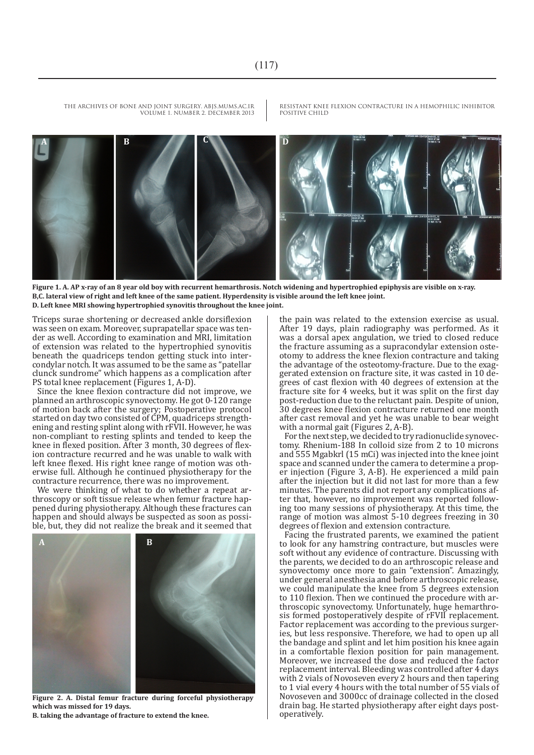**Figure 1. A. AP x-ray of an 8 year old boy with recurrent hemarthrosis. Notch widening and hypertrophied epiphysis are visible on x-ray. B,C. lateral view of right and left knee of the same patient. Hyperdensity is visible around the left knee joint. D. Left knee MRI showing hypertrophied synovitis throughout the knee joint.**

Triceps surae shortening or decreased ankle dorsiflexion was seen on exam. Moreover, suprapatellar space was tender as well. According to examination and MRI, limitation of extension was related to the hypertrophied synovitis beneath the quadriceps tendon getting stuck into intercondylar notch. It was assumed to be the same as "patellar clunck sundrome" which happens as a complication after PS total knee replacement (Figures 1, A-D).

Since the knee flexion contracture did not improve, we planned an arthroscopic synovectomy. He got 0-120 range of motion back after the surgery; Postoperative protocol started on day two consisted of CPM, quadriceps strengthening and resting splint along with rFVII. However, he was non-compliant to resting splints and tended to keep the knee in flexed position. After 3 month, 30 degrees of flexion contracture recurred and he was unable to walk with left knee flexed. His right knee range of motion was otherwise full. Although he continued physiotherapy for the contracture recurrence, there was no improvement.

We were thinking of what to do whether a repeat arthroscopy or soft tissue release when femur fracture happened during physiotherapy. Although these fractures can happen and should always be suspected as soon as possible, but, they did not realize the break and it seemed that the pain was related to the extension exercise as usual. After 19 days, plain radiography was performed. As it was a dorsal apex angulation, we tried to closed reduce the fracture assuming as a supracondylar extension osteotomy to address the knee flexion contracture and taking the advantage of the osteotomy-fracture. Due to the exaggerated extension on fracture site, it was casted in 10 degrees of cast flexion with 40 degrees of extension at the fracture site for 4 weeks, but it was split on the first day post-reduction due to the reluctant pain. Despite of union, 30 degrees knee flexion contracture returned one month after cast removal and yet he was unable to bear weight with a normal gait (Figures 2, A-B).

**Figure 2. A. Distal femur fracture during forceful physiotherapy which was missed for 19 days. B. taking the advantage of fracture to extend the knee.**

For the next step, we decided to try radionuclide synovectomy. Rhenium-188 In colloid size from 2 to 10 microns and 555 Mgabkrl (15 mCi) was injected into the knee joint space and scanned under the camera to determine a proper injection (Figure 3, A-B). He experienced a mild pain after the injection but it did not last for more than a few minutes. The parents did not report any complications after that, however, no improvement was reported following too many sessions of physiotherapy. At this time, the range of motion was almost 5-10 degrees freezing in 30 degrees of flexion and extension contracture.

Facing the frustrated parents, we examined the patient to look for any hamstring contracture, but muscles were soft without any evidence of contracture. Discussing with the parents, we decided to do an arthroscopic release and synovectomy once more to gain "extension". Amazingly, under general anesthesia and before arthroscopic release, we could manipulate the knee from 5 degrees extension to 110 flexion. Then we continued the procedure with arthroscopic synovectomy. Unfortunately, huge hemarthrosis formed postoperatively despite of rFVII replacement. Factor replacement was according to the previous surgeries, but less responsive. Therefore, we had to open up all the bandage and splint and let him position his knee again in a comfortable flexion position for pain management. Moreover, we increased the dose and reduced the factor replacement interval. Bleeding was controlled after 4 days with 2 vials of Novoseven every 2 hours and then tapering to 1 vial every 4 hours with the total number of 55 vials of Novoseven and 3000cc of drainage collected in the closed drain bag. He started physiotherapy after eight days postoperatively.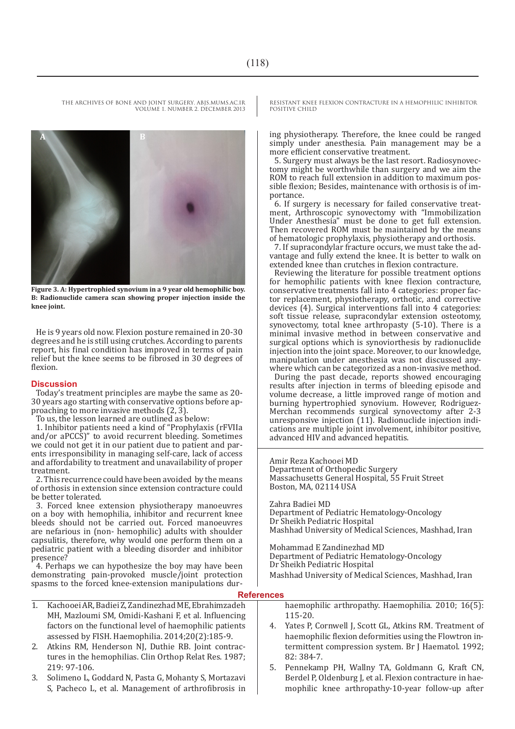Figure 3. A: Hypertrophied synovium in a 9 year old hemophilic boy. B: Radionuclide camera scan showing proper injection inside the knee joint.

He is 9 years old now. Flexion posture remained in 20-30 degrees and he is still using crutches. According to parents report, his final condition has improved in terms of pain relief but the knee seems to be fibrosed in 30 degrees of flexion.

## Discussion

Today's treatment principles are maybe the same as 20-30 years ago starting with conservative options before approaching to more invasive methods (2, 3).

To us, the lesson learned are outlined as below:

1. Inhibitor patients need a kind of "Prophylaxis (rFVIIa and/or aPCCS)" to avoid recurrent bleeding. Sometimes we could not get it in our patient due to patient and parents irresponsibility in managing self-care, lack of access and affordability to treatment and unavailability of proper treatment.

2. This recurrence could have been avoided by the means of orthosis in extension since extension contracture could be better tolerated.

3. Forced knee extension physiotherapy manoeuvres on a boy with hemophilia, inhibitor and recurrent knee bleeds should not be carried out. Forced manoeuvres are nefarious in (non- hemophilic) adults with shoulder capsulitis, therefore, why would one perform them on a pediatric patient with a bleeding disorder and inhibitor presence?

4. Perhaps we can hypothesize the boy may have been demonstrating pain-provoked muscle/joint protection spasms to the forced knee-extension manipulations during physiotherapy. Therefore, the knee could be ranged simply under anesthesia. Pain management may be a more efficient conservative treatment.

5. Surgery must always be the last resort. Radiosynovectomy might be worthwhile than surgery and we aim the ROM to reach full extension in addition to maximum possible flexion; Besides, maintenance with orthosis is of importance.

6. If surgery is necessary for failed conservative treatment, Arthroscopic synovectomy with "Immobilization Under Anesthesia" must be done to get full extension. Then recovered ROM must be maintained by the means of hematologic prophylaxis, physiotherapy and orthosis.

7. If supracondylar fracture occurs, we must take the advantage and fully extend the knee. It is better to walk on extended knee than crutches in flexion contracture.

Reviewing the literature for possible treatment options for hemophilic patients with knee flexion contracture, conservative treatments fall into 4 categories: proper factor replacement, physiotherapy, orthotic, and corrective devices (4). Surgical interventions fall into 4 categories: soft tissue release, supracondylar extension osteotomy, synovectomy, total knee arthropasty (5-10). There is a minimal invasive method in between conservative and surgical options which is synoviorthesis by radionuclide injection into the joint space. Moreover, to our knowledge, manipulation under anesthesia was not discussed anywhere which can be categorized as a non-invasive method.

During the past decade, reports showed encouraging results after injection in terms of bleeding episode and volume decrease, a little improved range of motion and burning hypertrophied synovium. However, Rodriguez-Merchan recommends surgical synovectomy after 2-3 unresponsive injection (11). Radionuclide injection indications are multiple joint involvement, inhibitor positive, advanced HIV and advanced hepatitis.

Amir Reza Kachooei MD
Department of Orthopedic Surgery
Massachusetts General Hospital, 55 Fruit Street
Boston, MA, 02114 USA

Zahra Badiei MD
Department of Pediatric Hematology-Oncology
Dr Sheikh Pediatric Hospital
Mashhad University of Medical Sciences, Mashhad, Iran

Mohammad E Zandinezhad MD
Department of Pediatric Hematology-Oncology
Dr Sheikh Pediatric Hospital
Mashhad University of Medical Sciences, Mashhad, Iran

## References

1. Kachooei AR, Badiei Z, Zandinezhad ME, Ebrahimzadeh MH, Mazloumi SM, Omidi-Kashani F, et al. Influencing factors on the functional level of haemophilic patients assessed by FISH. Haemophilia. 2014;20(2):185-9.
2. Atkins RM, Henderson NJ, Duthie RB. Joint contractures in the hemophilias. Clin Orthop Relat Res. 1987; 219: 97-106.
3. Solimeno L, Goddard N, Pasta G, Mohanty S, Mortazavi S, Pacheco L, et al. Management of arthrofibrosis in haemophilic arthropathy. Haemophilia. 2010; 16(5): 115-20.
4. Yates P, Cornwell J, Scott GL, Atkins RM. Treatment of haemophilic flexion deformities using the Flowtron intermittent compression system. Br J Haematol. 1992; 82: 384-7.
5. Pennekamp PH, Wallny TA, Goldmann G, Kraft CN, Berdel P, Oldenburg J, et al. Flexion contracture in haemophilic knee arthropathy-10-year follow-up after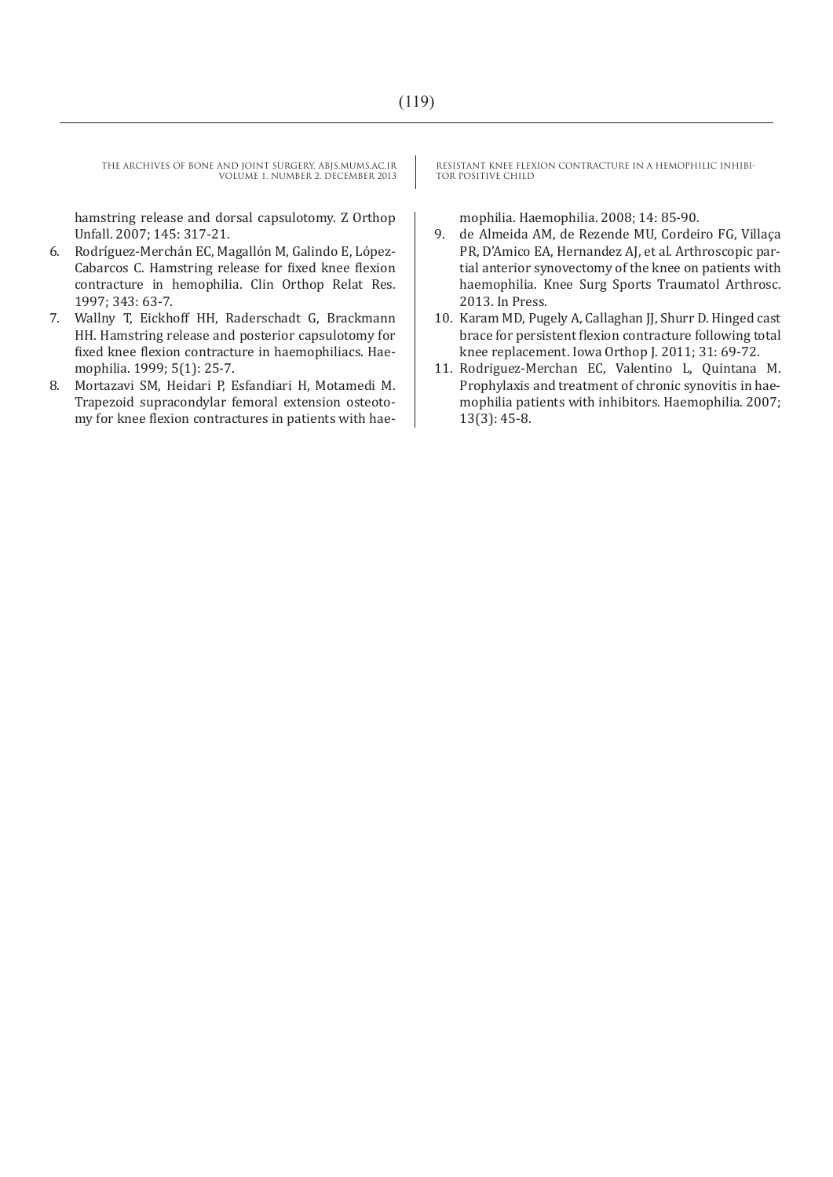hamstring release and dorsal capsulotomy. Z Orthop Unfall. 2007; 145: 317-21.

6. Rodríguez-Merchán EC, Magallón M, Galindo E, López-Cabarcos C. Hamstring release for fixed knee flexion contracture in hemophilia. Clin Orthop Relat Res. 1997; 343: 63-7.
7. Wallny T, Eickhoff HH, Raderschadt G, Brackmann HH. Hamstring release and posterior capsulotomy for fixed knee flexion contracture in haemophiliacs. Haemophilia. 1999; 5(1): 25-7.
8. Mortazavi SM, Heidari P, Esfandiari H, Motamedi M. Trapezoid supracondylar femoral extension osteotomy for knee flexion contractures in patients with haemophilia. Haemophilia. 2008; 14: 85-90.
9. de Almeida AM, de Rezende MU, Cordeiro FG, Villaça PR, D'Amico EA, Hernandez AJ, et al. Arthroscopic partial anterior synovectomy of the knee on patients with haemophilia. Knee Surg Sports Traumatol Arthrosc. 2013. In Press.
10. Karam MD, Pugely A, Callaghan JJ, Shurr D. Hinged cast brace for persistent flexion contracture following total knee replacement. Iowa Orthop J. 2011; 31: 69-72.
11. Rodriguez-Merchan EC, Valentino L, Quintana M. Prophylaxis and treatment of chronic synovitis in haemophilia patients with inhibitors. Haemophilia. 2007; 13(3): 45-8.